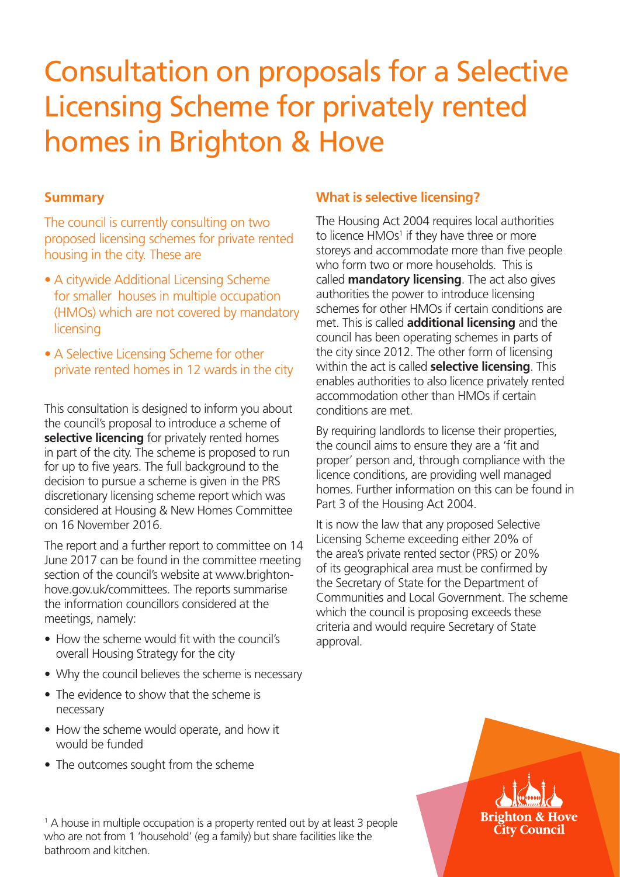# Consultation on proposals for a Selective Licensing Scheme for privately rented homes in Brighton & Hove

## Summary

The council is currently consulting on two proposed licensing schemes for private rented housing in the city. These are

- A citywide Additional Licensing Scheme for smaller houses in multiple occupation (HMOs) which are not covered by mandatory licensing
- A Selective Licensing Scheme for other private rented homes in 12 wards in the city

This consultation is designed to inform you about the council's proposal to introduce a scheme of **selective licencing** for privately rented homes in part of the city. The scheme is proposed to run for up to five years. The full background to the decision to pursue a scheme is given in the PRS discretionary licensing scheme report which was considered at Housing & New Homes Committee on 16 November 2016.

The report and a further report to committee on 14 June 2017 can be found in the committee meeting section of the council's website at www.brighton-hove.gov.uk/committees. The reports summarise the information councillors considered at the meetings, namely:

- How the scheme would fit with the council's overall Housing Strategy for the city
- Why the council believes the scheme is necessary
- The evidence to show that the scheme is necessary
- How the scheme would operate, and how it would be funded
- The outcomes sought from the scheme

## What is selective licensing?

The Housing Act 2004 requires local authorities to licence HMOs[1] if they have three or more storeys and accommodate more than five people who form two or more households. This is called **mandatory licensing**. The act also gives authorities the power to introduce licensing schemes for other HMOs if certain conditions are met. This is called **additional licensing** and the council has been operating schemes in parts of the city since 2012. The other form of licensing within the act is called **selective licensing**. This enables authorities to also licence privately rented accommodation other than HMOs if certain conditions are met.

By requiring landlords to license their properties, the council aims to ensure they are a 'fit and proper' person and, through compliance with the licence conditions, are providing well managed homes. Further information on this can be found in Part 3 of the Housing Act 2004.

It is now the law that any proposed Selective Licensing Scheme exceeding either 20% of the area's private rented sector (PRS) or 20% of its geographical area must be confirmed by the Secretary of State for the Department of Communities and Local Government. The scheme which the council is proposing exceeds these criteria and would require Secretary of State approval.

[1] A house in multiple occupation is a property rented out by at least 3 people who are not from 1 'household' (eg a family) but share facilities like the bathroom and kitchen.

Brighton & Hove City Council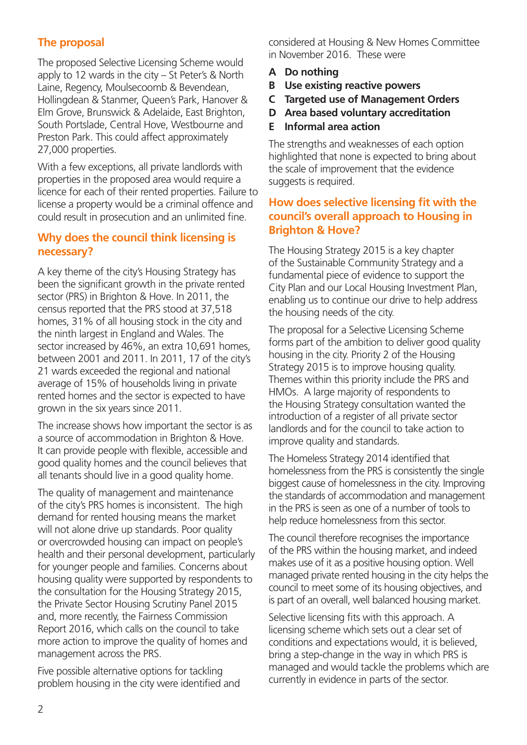## The proposal

The proposed Selective Licensing Scheme would apply to 12 wards in the city – St Peter's & North Laine, Regency, Moulsecoomb & Bevendean, Hollingdean & Stanmer, Queen's Park, Hanover & Elm Grove, Brunswick & Adelaide, East Brighton, South Portslade, Central Hove, Westbourne and Preston Park. This could affect approximately 27,000 properties.

With a few exceptions, all private landlords with properties in the proposed area would require a licence for each of their rented properties. Failure to license a property would be a criminal offence and could result in prosecution and an unlimited fine.

## Why does the council think licensing is necessary?

A key theme of the city's Housing Strategy has been the significant growth in the private rented sector (PRS) in Brighton & Hove. In 2011, the census reported that the PRS stood at 37,518 homes, 31% of all housing stock in the city and the ninth largest in England and Wales. The sector increased by 46%, an extra 10,691 homes, between 2001 and 2011. In 2011, 17 of the city's 21 wards exceeded the regional and national average of 15% of households living in private rented homes and the sector is expected to have grown in the six years since 2011.

The increase shows how important the sector is as a source of accommodation in Brighton & Hove. It can provide people with flexible, accessible and good quality homes and the council believes that all tenants should live in a good quality home.

The quality of management and maintenance of the city's PRS homes is inconsistent. The high demand for rented housing means the market will not alone drive up standards. Poor quality or overcrowded housing can impact on people's health and their personal development, particularly for younger people and families. Concerns about housing quality were supported by respondents to the consultation for the Housing Strategy 2015, the Private Sector Housing Scrutiny Panel 2015 and, more recently, the Fairness Commission Report 2016, which calls on the council to take more action to improve the quality of homes and management across the PRS.

Five possible alternative options for tackling problem housing in the city were identified and considered at Housing & New Homes Committee in November 2016. These were

- **A Do nothing**
- **B Use existing reactive powers**
- **C Targeted use of Management Orders**
- **D Area based voluntary accreditation**
- **E Informal area action**

The strengths and weaknesses of each option highlighted that none is expected to bring about the scale of improvement that the evidence suggests is required.

## How does selective licensing fit with the council's overall approach to Housing in Brighton & Hove?

The Housing Strategy 2015 is a key chapter of the Sustainable Community Strategy and a fundamental piece of evidence to support the City Plan and our Local Housing Investment Plan, enabling us to continue our drive to help address the housing needs of the city.

The proposal for a Selective Licensing Scheme forms part of the ambition to deliver good quality housing in the city. Priority 2 of the Housing Strategy 2015 is to improve housing quality. Themes within this priority include the PRS and HMOs. A large majority of respondents to the Housing Strategy consultation wanted the introduction of a register of all private sector landlords and for the council to take action to improve quality and standards.

The Homeless Strategy 2014 identified that homelessness from the PRS is consistently the single biggest cause of homelessness in the city. Improving the standards of accommodation and management in the PRS is seen as one of a number of tools to help reduce homelessness from this sector.

The council therefore recognises the importance of the PRS within the housing market, and indeed makes use of it as a positive housing option. Well managed private rented housing in the city helps the council to meet some of its housing objectives, and is part of an overall, well balanced housing market.

Selective licensing fits with this approach. A licensing scheme which sets out a clear set of conditions and expectations would, it is believed, bring a step-change in the way in which PRS is managed and would tackle the problems which are currently in evidence in parts of the sector.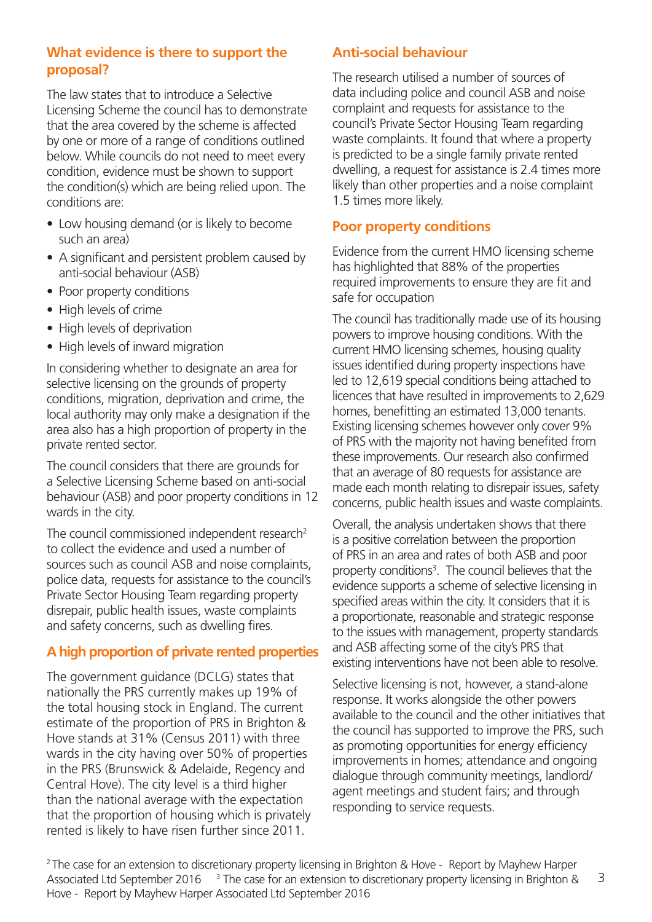## What evidence is there to support the proposal?

The law states that to introduce a Selective Licensing Scheme the council has to demonstrate that the area covered by the scheme is affected by one or more of a range of conditions outlined below. While councils do not need to meet every condition, evidence must be shown to support the condition(s) which are being relied upon. The conditions are:

- Low housing demand (or is likely to become such an area)
- A significant and persistent problem caused by anti-social behaviour (ASB)
- Poor property conditions
- High levels of crime
- High levels of deprivation
- High levels of inward migration

In considering whether to designate an area for selective licensing on the grounds of property conditions, migration, deprivation and crime, the local authority may only make a designation if the area also has a high proportion of property in the private rented sector.

The council considers that there are grounds for a Selective Licensing Scheme based on anti-social behaviour (ASB) and poor property conditions in 12 wards in the city.

The council commissioned independent research[2] to collect the evidence and used a number of sources such as council ASB and noise complaints, police data, requests for assistance to the council's Private Sector Housing Team regarding property disrepair, public health issues, waste complaints and safety concerns, such as dwelling fires.

## A high proportion of private rented properties

The government guidance (DCLG) states that nationally the PRS currently makes up 19% of the total housing stock in England. The current estimate of the proportion of PRS in Brighton & Hove stands at 31% (Census 2011) with three wards in the city having over 50% of properties in the PRS (Brunswick & Adelaide, Regency and Central Hove). The city level is a third higher than the national average with the expectation that the proportion of housing which is privately rented is likely to have risen further since 2011.

## Anti-social behaviour

The research utilised a number of sources of data including police and council ASB and noise complaint and requests for assistance to the council's Private Sector Housing Team regarding waste complaints. It found that where a property is predicted to be a single family private rented dwelling, a request for assistance is 2.4 times more likely than other properties and a noise complaint 1.5 times more likely.

## Poor property conditions

Evidence from the current HMO licensing scheme has highlighted that 88% of the properties required improvements to ensure they are fit and safe for occupation

The council has traditionally made use of its housing powers to improve housing conditions. With the current HMO licensing schemes, housing quality issues identified during property inspections have led to 12,619 special conditions being attached to licences that have resulted in improvements to 2,629 homes, benefitting an estimated 13,000 tenants. Existing licensing schemes however only cover 9% of PRS with the majority not having benefited from these improvements. Our research also confirmed that an average of 80 requests for assistance are made each month relating to disrepair issues, safety concerns, public health issues and waste complaints.

Overall, the analysis undertaken shows that there is a positive correlation between the proportion of PRS in an area and rates of both ASB and poor property conditions[3]. The council believes that the evidence supports a scheme of selective licensing in specified areas within the city. It considers that it is a proportionate, reasonable and strategic response to the issues with management, property standards and ASB affecting some of the city's PRS that existing interventions have not been able to resolve.

Selective licensing is not, however, a stand-alone response. It works alongside the other powers available to the council and the other initiatives that the council has supported to improve the PRS, such as promoting opportunities for energy efficiency improvements in homes; attendance and ongoing dialogue through community meetings, landlord/agent meetings and student fairs; and through responding to service requests.

[2] The case for an extension to discretionary property licensing in Brighton & Hove - Report by Mayhew Harper Associated Ltd September 2016 [3] The case for an extension to discretionary property licensing in Brighton & Hove - Report by Mayhew Harper Associated Ltd September 2016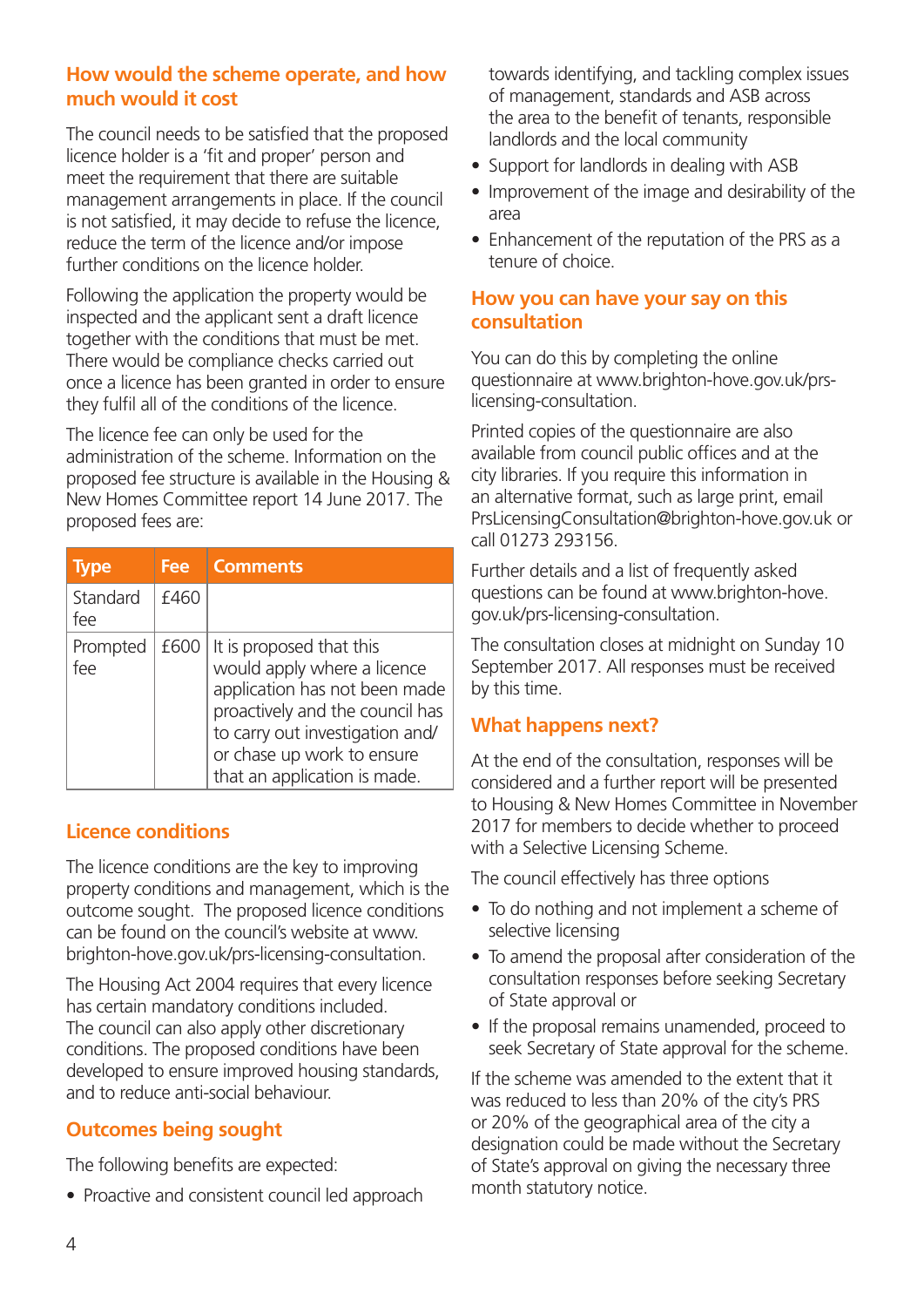## How would the scheme operate, and how much would it cost

The council needs to be satisfied that the proposed licence holder is a 'fit and proper' person and meet the requirement that there are suitable management arrangements in place. If the council is not satisfied, it may decide to refuse the licence, reduce the term of the licence and/or impose further conditions on the licence holder.

Following the application the property would be inspected and the applicant sent a draft licence together with the conditions that must be met. There would be compliance checks carried out once a licence has been granted in order to ensure they fulfil all of the conditions of the licence.

The licence fee can only be used for the administration of the scheme. Information on the proposed fee structure is available in the Housing & New Homes Committee report 14 June 2017. The proposed fees are:

| Type | Fee | Comments |
|---|---|---|
| Standard fee | £460 | |
| Prompted fee | £600 | It is proposed that this would apply where a licence application has not been made proactively and the council has to carry out investigation and/or chase up work to ensure that an application is made. |

## Licence conditions

The licence conditions are the key to improving property conditions and management, which is the outcome sought. The proposed licence conditions can be found on the council's website at www.brighton-hove.gov.uk/prs-licensing-consultation.

The Housing Act 2004 requires that every licence has certain mandatory conditions included. The council can also apply other discretionary conditions. The proposed conditions have been developed to ensure improved housing standards, and to reduce anti-social behaviour.

## Outcomes being sought

The following benefits are expected:

- Proactive and consistent council led approach towards identifying, and tackling complex issues of management, standards and ASB across the area to the benefit of tenants, responsible landlords and the local community
- Support for landlords in dealing with ASB
- Improvement of the image and desirability of the area
- Enhancement of the reputation of the PRS as a tenure of choice.

## How you can have your say on this consultation

You can do this by completing the online questionnaire at www.brighton-hove.gov.uk/prs-licensing-consultation.

Printed copies of the questionnaire are also available from council public offices and at the city libraries. If you require this information in an alternative format, such as large print, email PrsLicensingConsultation@brighton-hove.gov.uk or call 01273 293156.

Further details and a list of frequently asked questions can be found at www.brighton-hove.gov.uk/prs-licensing-consultation.

The consultation closes at midnight on Sunday 10 September 2017. All responses must be received by this time.

## What happens next?

At the end of the consultation, responses will be considered and a further report will be presented to Housing & New Homes Committee in November 2017 for members to decide whether to proceed with a Selective Licensing Scheme.

The council effectively has three options

- To do nothing and not implement a scheme of selective licensing
- To amend the proposal after consideration of the consultation responses before seeking Secretary of State approval or
- If the proposal remains unamended, proceed to seek Secretary of State approval for the scheme.

If the scheme was amended to the extent that it was reduced to less than 20% of the city's PRS or 20% of the geographical area of the city a designation could be made without the Secretary of State's approval on giving the necessary three month statutory notice.